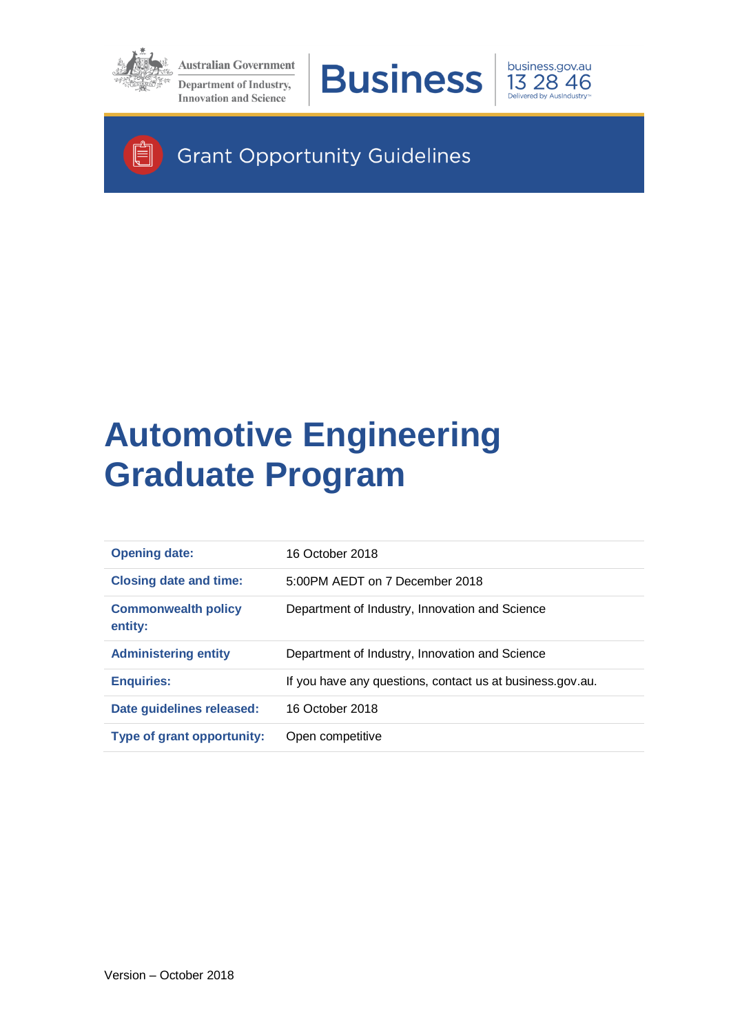Australian Government

Department of Industry, Innovation and Science

Business

business.gov.au 13 28 46

Delivered by AusIndustry

Grant Opportunity Guidelines

# Automotive Engineering Graduate Program

| | |
|---|---|
| **Opening date:** | 16 October 2018 |
| **Closing date and time:** | 5:00PM AEDT on 7 December 2018 |
| **Commonwealth policy entity:** | Department of Industry, Innovation and Science |
| **Administering entity** | Department of Industry, Innovation and Science |
| **Enquiries:** | If you have any questions, contact us at business.gov.au. |
| **Date guidelines released:** | 16 October 2018 |
| **Type of grant opportunity:** | Open competitive |

Version – October 2018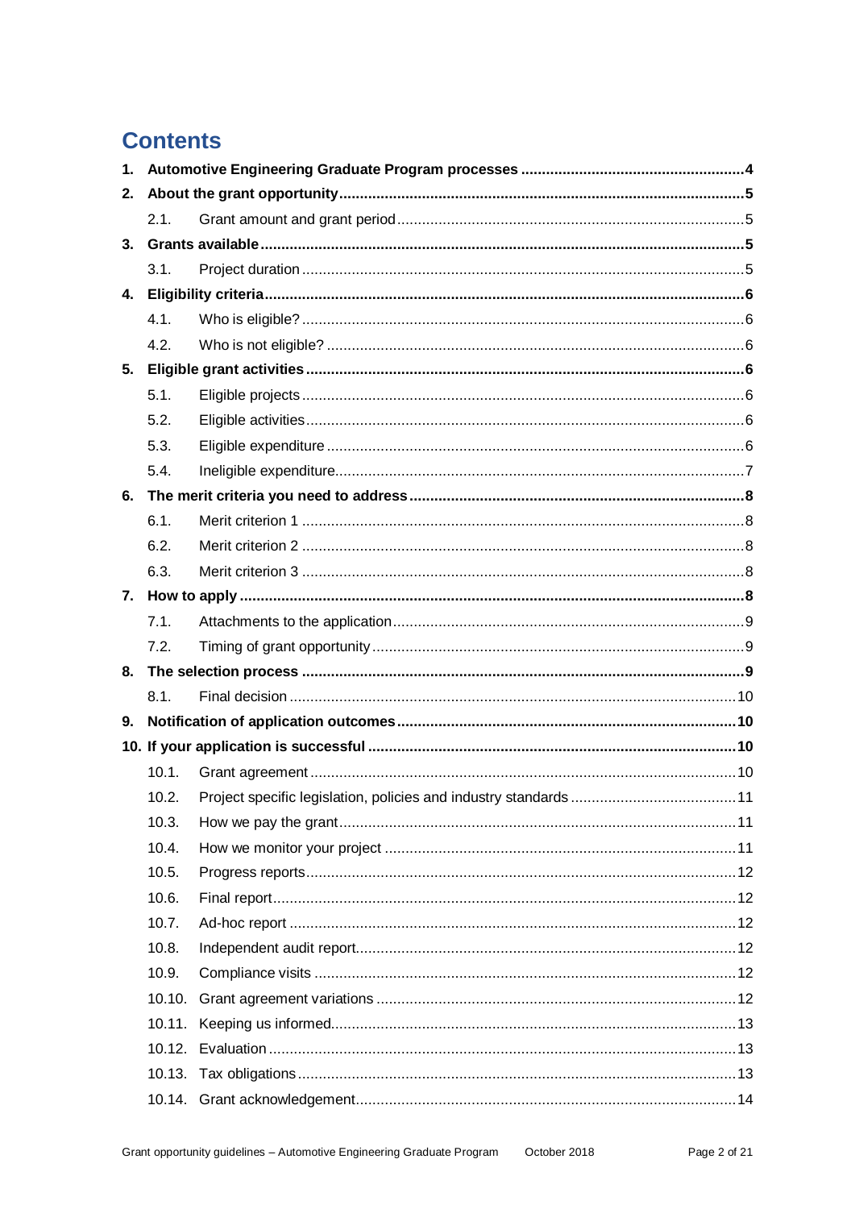# Contents

1. **Automotive Engineering Graduate Program processes** ..... 4
2. **About the grant opportunity** ..... 5
   - 2.1. Grant amount and grant period ..... 5
3. **Grants available** ..... 5
   - 3.1. Project duration ..... 5
4. **Eligibility criteria** ..... 6
   - 4.1. Who is eligible? ..... 6
   - 4.2. Who is not eligible? ..... 6
5. **Eligible grant activities** ..... 6
   - 5.1. Eligible projects ..... 6
   - 5.2. Eligible activities ..... 6
   - 5.3. Eligible expenditure ..... 6
   - 5.4. Ineligible expenditure ..... 7
6. **The merit criteria you need to address** ..... 8
   - 6.1. Merit criterion 1 ..... 8
   - 6.2. Merit criterion 2 ..... 8
   - 6.3. Merit criterion 3 ..... 8
7. **How to apply** ..... 8
   - 7.1. Attachments to the application ..... 9
   - 7.2. Timing of grant opportunity ..... 9
8. **The selection process** ..... 9
   - 8.1. Final decision ..... 10
9. **Notification of application outcomes** ..... 10
10. **If your application is successful** ..... 10
    - 10.1. Grant agreement ..... 10
    - 10.2. Project specific legislation, policies and industry standards ..... 11
    - 10.3. How we pay the grant ..... 11
    - 10.4. How we monitor your project ..... 11
    - 10.5. Progress reports ..... 12
    - 10.6. Final report ..... 12
    - 10.7. Ad-hoc report ..... 12
    - 10.8. Independent audit report ..... 12
    - 10.9. Compliance visits ..... 12
    - 10.10. Grant agreement variations ..... 12
    - 10.11. Keeping us informed ..... 13
    - 10.12. Evaluation ..... 13
    - 10.13. Tax obligations ..... 13
    - 10.14. Grant acknowledgement ..... 14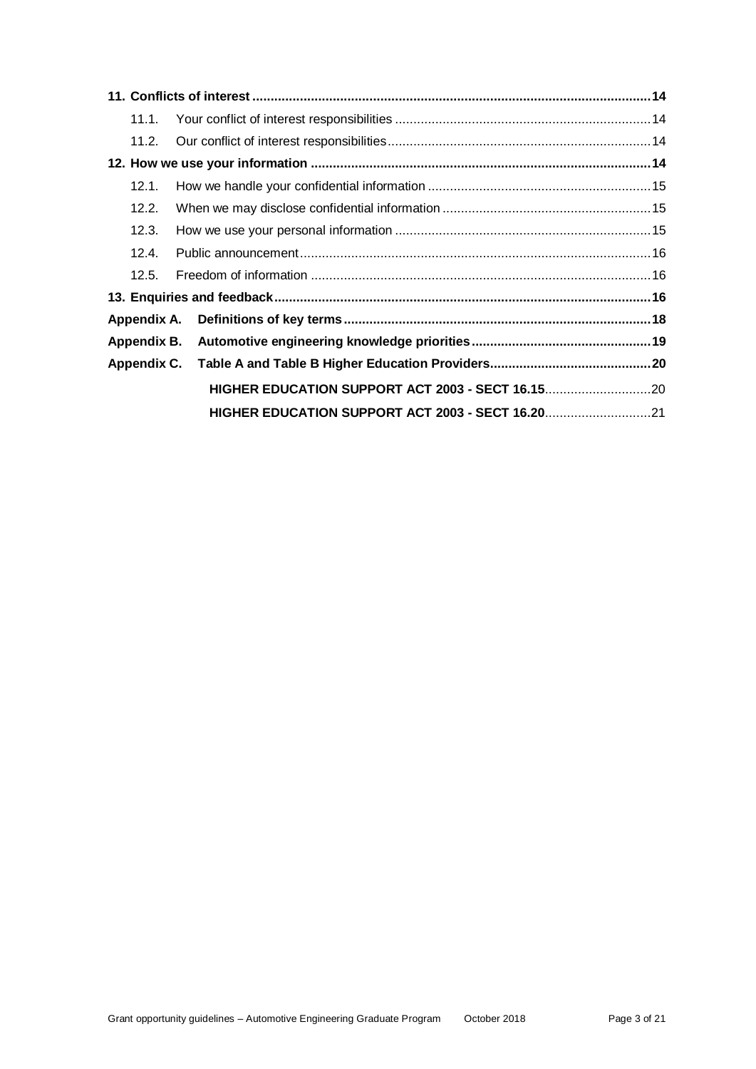**11. Conflicts of interest ........................................................................................................ 14**

11.1. Your conflict of interest responsibilities ..................................................................... 14

11.2. Our conflict of interest responsibilities ....................................................................... 14

**12. How we use your information ............................................................................................ 14**

12.1. How we handle your confidential information ............................................................. 15

12.2. When we may disclose confidential information ......................................................... 15

12.3. How we use your personal information ..................................................................... 15

12.4. Public announcement ............................................................................................... 16

12.5. Freedom of information ............................................................................................ 16

**13. Enquiries and feedback ...................................................................................................... 16**

**Appendix A. Definitions of key terms ................................................................................... 18**

**Appendix B. Automotive engineering knowledge priorities ................................................ 19**

**Appendix C. Table A and Table B Higher Education Providers ............................................ 20**

**HIGHER EDUCATION SUPPORT ACT 2003 - SECT 16.15** ............................ 20

**HIGHER EDUCATION SUPPORT ACT 2003 - SECT 16.20** ............................ 21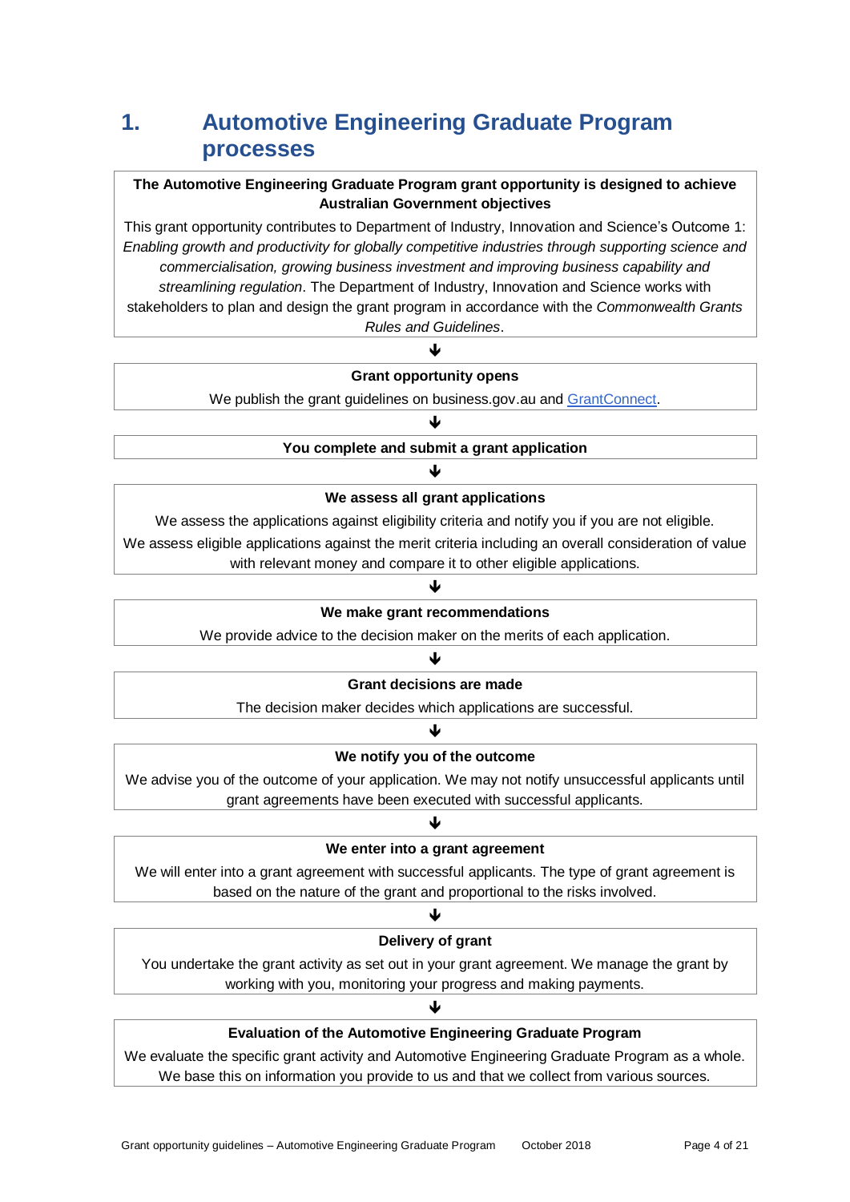# 1. Automotive Engineering Graduate Program processes

**The Automotive Engineering Graduate Program grant opportunity is designed to achieve Australian Government objectives**

This grant opportunity contributes to Department of Industry, Innovation and Science's Outcome 1: *Enabling growth and productivity for globally competitive industries through supporting science and commercialisation, growing business investment and improving business capability and streamlining regulation*. The Department of Industry, Innovation and Science works with stakeholders to plan and design the grant program in accordance with the *Commonwealth Grants Rules and Guidelines*.

↓

**Grant opportunity opens**

We publish the grant guidelines on business.gov.au and [GrantConnect](GrantConnect).

↓

**You complete and submit a grant application**

↓

**We assess all grant applications**

We assess the applications against eligibility criteria and notify you if you are not eligible.

We assess eligible applications against the merit criteria including an overall consideration of value with relevant money and compare it to other eligible applications.

↓

**We make grant recommendations**

We provide advice to the decision maker on the merits of each application.

↓

**Grant decisions are made**

The decision maker decides which applications are successful.

↓

**We notify you of the outcome**

We advise you of the outcome of your application. We may not notify unsuccessful applicants until grant agreements have been executed with successful applicants.

↓

**We enter into a grant agreement**

We will enter into a grant agreement with successful applicants. The type of grant agreement is based on the nature of the grant and proportional to the risks involved.

↓

**Delivery of grant**

You undertake the grant activity as set out in your grant agreement. We manage the grant by working with you, monitoring your progress and making payments.

↓

**Evaluation of the Automotive Engineering Graduate Program**

We evaluate the specific grant activity and Automotive Engineering Graduate Program as a whole. We base this on information you provide to us and that we collect from various sources.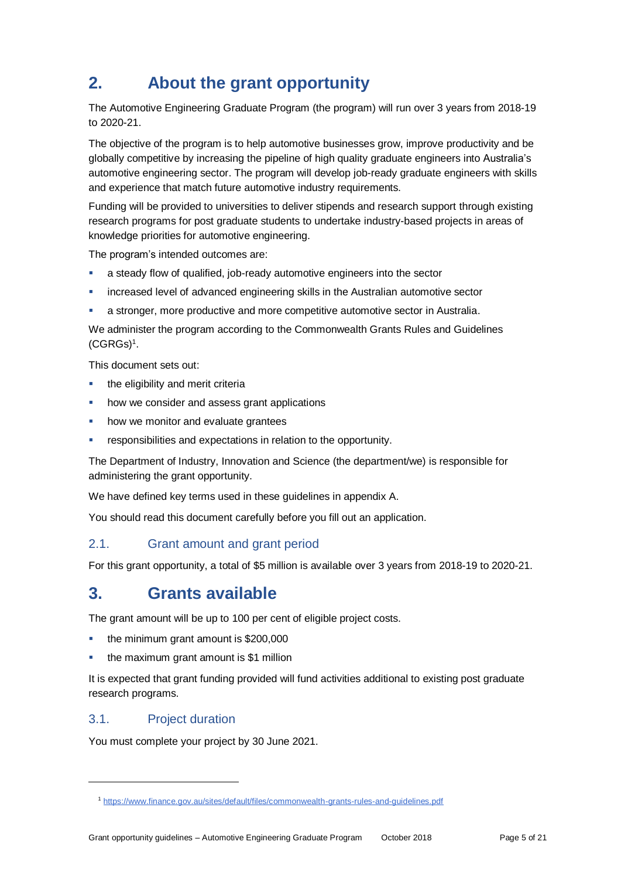# 2. About the grant opportunity

The Automotive Engineering Graduate Program (the program) will run over 3 years from 2018-19 to 2020-21.

The objective of the program is to help automotive businesses grow, improve productivity and be globally competitive by increasing the pipeline of high quality graduate engineers into Australia's automotive engineering sector. The program will develop job-ready graduate engineers with skills and experience that match future automotive industry requirements.

Funding will be provided to universities to deliver stipends and research support through existing research programs for post graduate students to undertake industry-based projects in areas of knowledge priorities for automotive engineering.

The program's intended outcomes are:

- a steady flow of qualified, job-ready automotive engineers into the sector
- increased level of advanced engineering skills in the Australian automotive sector
- a stronger, more productive and more competitive automotive sector in Australia.

We administer the program according to the Commonwealth Grants Rules and Guidelines (CGRGs)[1].

This document sets out:

- the eligibility and merit criteria
- how we consider and assess grant applications
- how we monitor and evaluate grantees
- responsibilities and expectations in relation to the opportunity.

The Department of Industry, Innovation and Science (the department/we) is responsible for administering the grant opportunity.

We have defined key terms used in these guidelines in appendix A.

You should read this document carefully before you fill out an application.

## 2.1. Grant amount and grant period

For this grant opportunity, a total of $5 million is available over 3 years from 2018-19 to 2020-21.

# 3. Grants available

The grant amount will be up to 100 per cent of eligible project costs.

- the minimum grant amount is $200,000
- the maximum grant amount is $1 million

It is expected that grant funding provided will fund activities additional to existing post graduate research programs.

## 3.1. Project duration

You must complete your project by 30 June 2021.

---

[1] https://www.finance.gov.au/sites/default/files/commonwealth-grants-rules-and-guidelines.pdf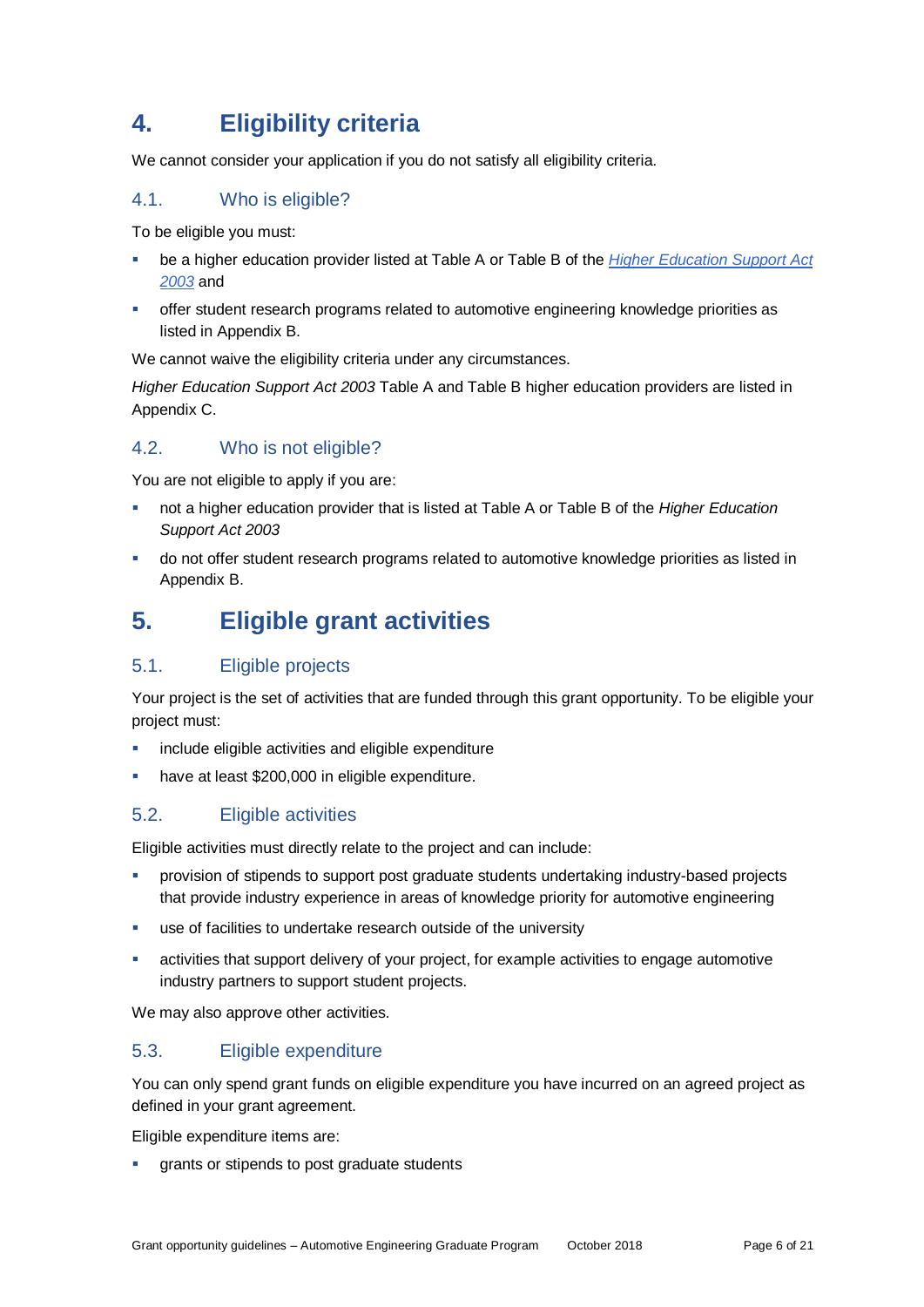# 4. Eligibility criteria

We cannot consider your application if you do not satisfy all eligibility criteria.

## 4.1. Who is eligible?

To be eligible you must:

- be a higher education provider listed at Table A or Table B of the [*Higher Education Support Act 2003*]() and
- offer student research programs related to automotive engineering knowledge priorities as listed in Appendix B.

We cannot waive the eligibility criteria under any circumstances.

*Higher Education Support Act 2003* Table A and Table B higher education providers are listed in Appendix C.

## 4.2. Who is not eligible?

You are not eligible to apply if you are:

- not a higher education provider that is listed at Table A or Table B of the *Higher Education Support Act 2003*
- do not offer student research programs related to automotive knowledge priorities as listed in Appendix B.

# 5. Eligible grant activities

## 5.1. Eligible projects

Your project is the set of activities that are funded through this grant opportunity. To be eligible your project must:

- include eligible activities and eligible expenditure
- have at least $200,000 in eligible expenditure.

## 5.2. Eligible activities

Eligible activities must directly relate to the project and can include:

- provision of stipends to support post graduate students undertaking industry-based projects that provide industry experience in areas of knowledge priority for automotive engineering
- use of facilities to undertake research outside of the university
- activities that support delivery of your project, for example activities to engage automotive industry partners to support student projects.

We may also approve other activities.

## 5.3. Eligible expenditure

You can only spend grant funds on eligible expenditure you have incurred on an agreed project as defined in your grant agreement.

Eligible expenditure items are:

- grants or stipends to post graduate students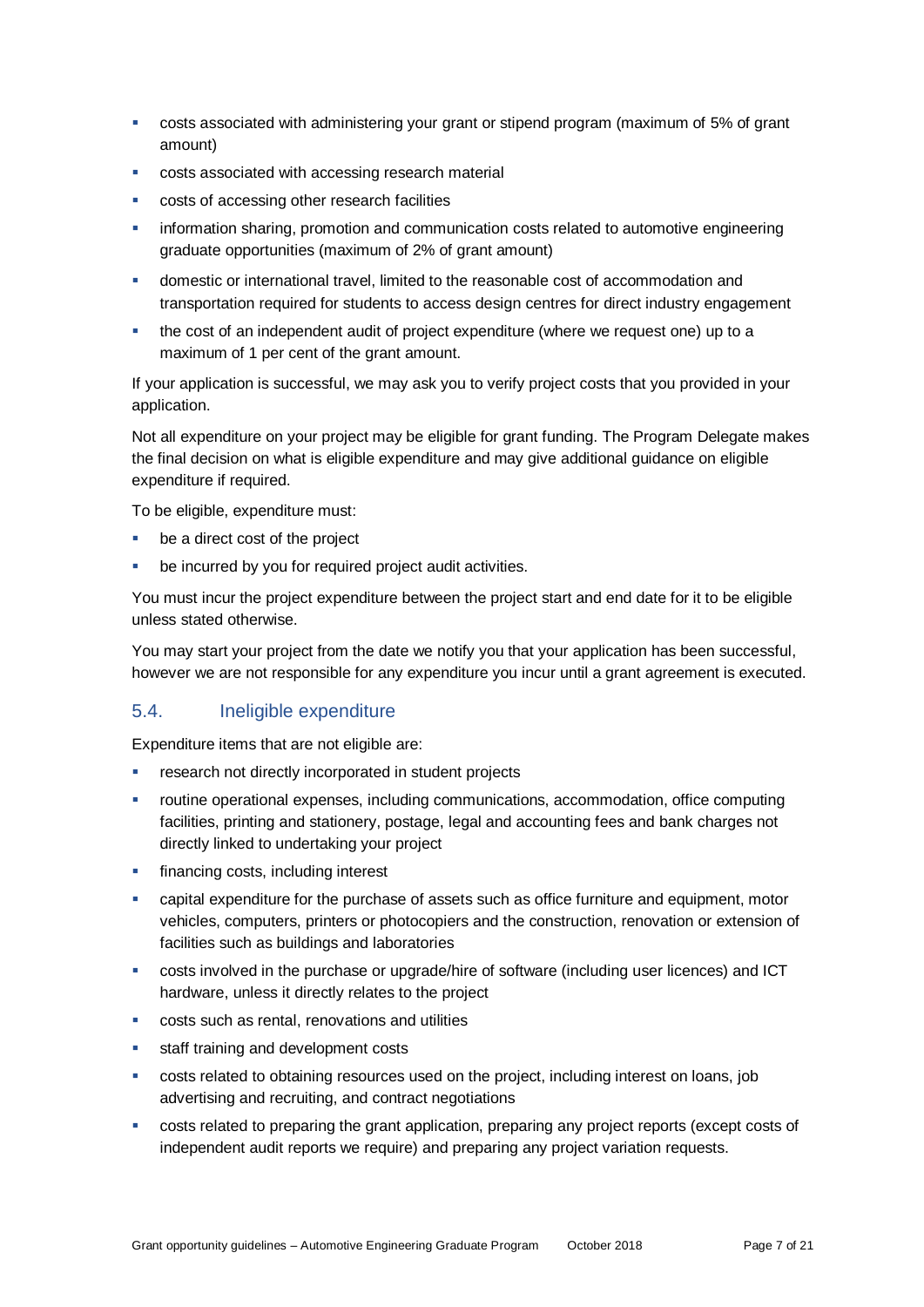- costs associated with administering your grant or stipend program (maximum of 5% of grant amount)
- costs associated with accessing research material
- costs of accessing other research facilities
- information sharing, promotion and communication costs related to automotive engineering graduate opportunities (maximum of 2% of grant amount)
- domestic or international travel, limited to the reasonable cost of accommodation and transportation required for students to access design centres for direct industry engagement
- the cost of an independent audit of project expenditure (where we request one) up to a maximum of 1 per cent of the grant amount.

If your application is successful, we may ask you to verify project costs that you provided in your application.

Not all expenditure on your project may be eligible for grant funding. The Program Delegate makes the final decision on what is eligible expenditure and may give additional guidance on eligible expenditure if required.

To be eligible, expenditure must:

- be a direct cost of the project
- be incurred by you for required project audit activities.

You must incur the project expenditure between the project start and end date for it to be eligible unless stated otherwise.

You may start your project from the date we notify you that your application has been successful, however we are not responsible for any expenditure you incur until a grant agreement is executed.

## 5.4. Ineligible expenditure

Expenditure items that are not eligible are:

- research not directly incorporated in student projects
- routine operational expenses, including communications, accommodation, office computing facilities, printing and stationery, postage, legal and accounting fees and bank charges not directly linked to undertaking your project
- financing costs, including interest
- capital expenditure for the purchase of assets such as office furniture and equipment, motor vehicles, computers, printers or photocopiers and the construction, renovation or extension of facilities such as buildings and laboratories
- costs involved in the purchase or upgrade/hire of software (including user licences) and ICT hardware, unless it directly relates to the project
- costs such as rental, renovations and utilities
- staff training and development costs
- costs related to obtaining resources used on the project, including interest on loans, job advertising and recruiting, and contract negotiations
- costs related to preparing the grant application, preparing any project reports (except costs of independent audit reports we require) and preparing any project variation requests.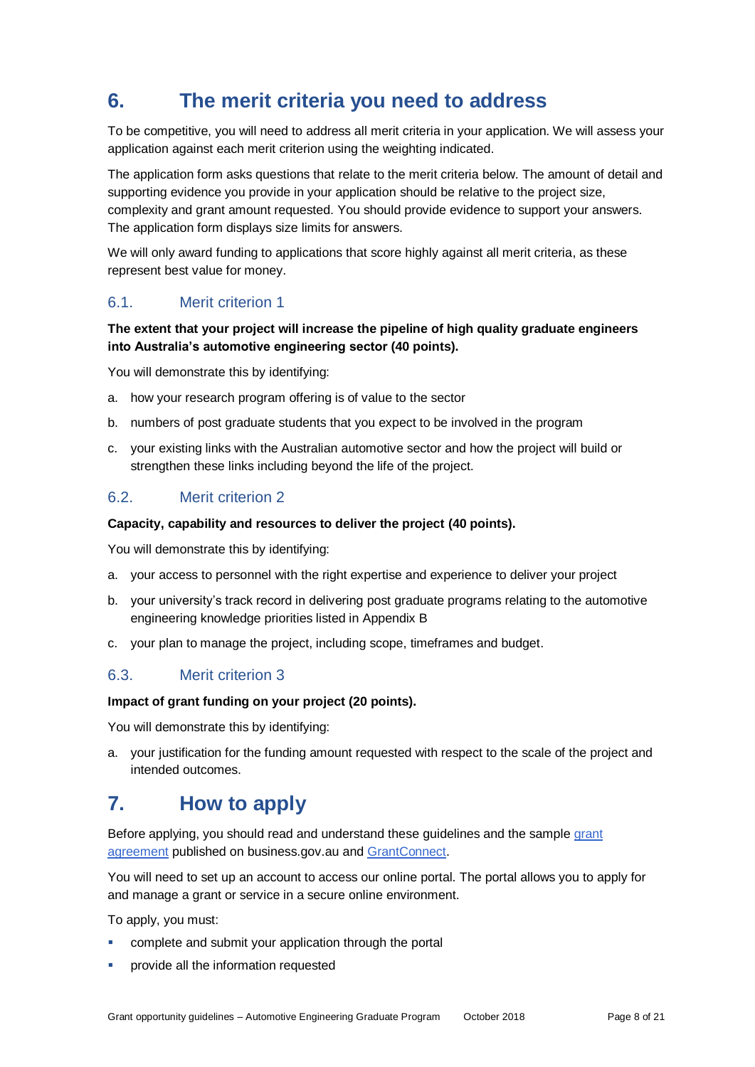# 6. The merit criteria you need to address

To be competitive, you will need to address all merit criteria in your application. We will assess your application against each merit criterion using the weighting indicated.

The application form asks questions that relate to the merit criteria below. The amount of detail and supporting evidence you provide in your application should be relative to the project size, complexity and grant amount requested. You should provide evidence to support your answers. The application form displays size limits for answers.

We will only award funding to applications that score highly against all merit criteria, as these represent best value for money.

## 6.1. Merit criterion 1

**The extent that your project will increase the pipeline of high quality graduate engineers into Australia's automotive engineering sector (40 points).**

You will demonstrate this by identifying:

a. how your research program offering is of value to the sector
b. numbers of post graduate students that you expect to be involved in the program
c. your existing links with the Australian automotive sector and how the project will build or strengthen these links including beyond the life of the project.

## 6.2. Merit criterion 2

**Capacity, capability and resources to deliver the project (40 points).**

You will demonstrate this by identifying:

a. your access to personnel with the right expertise and experience to deliver your project
b. your university's track record in delivering post graduate programs relating to the automotive engineering knowledge priorities listed in Appendix B
c. your plan to manage the project, including scope, timeframes and budget.

## 6.3. Merit criterion 3

**Impact of grant funding on your project (20 points).**

You will demonstrate this by identifying:

a. your justification for the funding amount requested with respect to the scale of the project and intended outcomes.

# 7. How to apply

Before applying, you should read and understand these guidelines and the sample [grant agreement](grant agreement) published on business.gov.au and [GrantConnect](GrantConnect).

You will need to set up an account to access our online portal. The portal allows you to apply for and manage a grant or service in a secure online environment.

To apply, you must:

- complete and submit your application through the portal
- provide all the information requested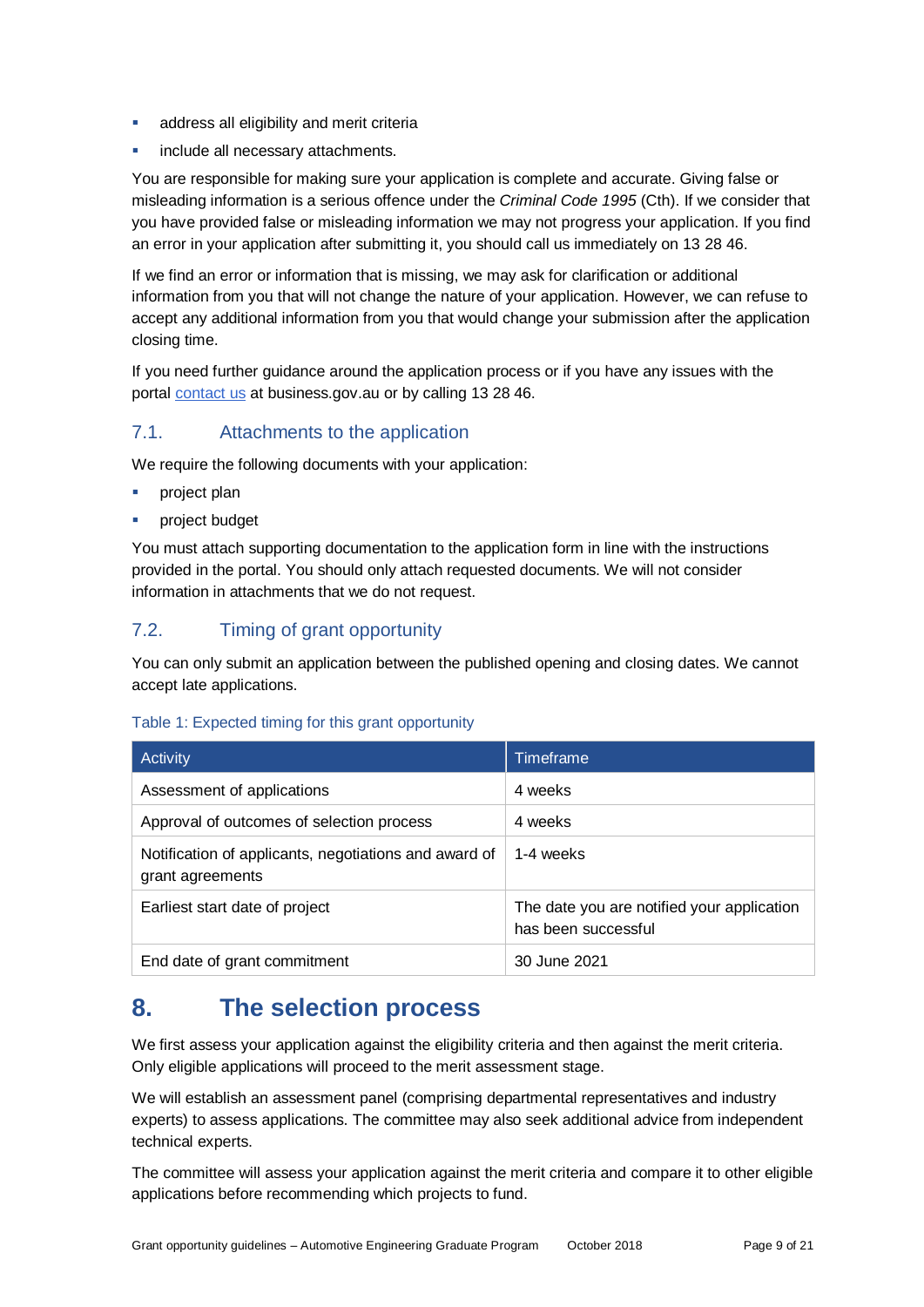- address all eligibility and merit criteria
- include all necessary attachments.

You are responsible for making sure your application is complete and accurate. Giving false or misleading information is a serious offence under the *Criminal Code 1995* (Cth). If we consider that you have provided false or misleading information we may not progress your application. If you find an error in your application after submitting it, you should call us immediately on 13 28 46.

If we find an error or information that is missing, we may ask for clarification or additional information from you that will not change the nature of your application. However, we can refuse to accept any additional information from you that would change your submission after the application closing time.

If you need further guidance around the application process or if you have any issues with the portal [contact us](contact us) at business.gov.au or by calling 13 28 46.

### 7.1. Attachments to the application

We require the following documents with your application:

- project plan
- project budget

You must attach supporting documentation to the application form in line with the instructions provided in the portal. You should only attach requested documents. We will not consider information in attachments that we do not request.

### 7.2. Timing of grant opportunity

You can only submit an application between the published opening and closing dates. We cannot accept late applications.

Table 1: Expected timing for this grant opportunity

| Activity | Timeframe |
| --- | --- |
| Assessment of applications | 4 weeks |
| Approval of outcomes of selection process | 4 weeks |
| Notification of applicants, negotiations and award of grant agreements | 1-4 weeks |
| Earliest start date of project | The date you are notified your application has been successful |
| End date of grant commitment | 30 June 2021 |

## 8. The selection process

We first assess your application against the eligibility criteria and then against the merit criteria. Only eligible applications will proceed to the merit assessment stage.

We will establish an assessment panel (comprising departmental representatives and industry experts) to assess applications. The committee may also seek additional advice from independent technical experts.

The committee will assess your application against the merit criteria and compare it to other eligible applications before recommending which projects to fund.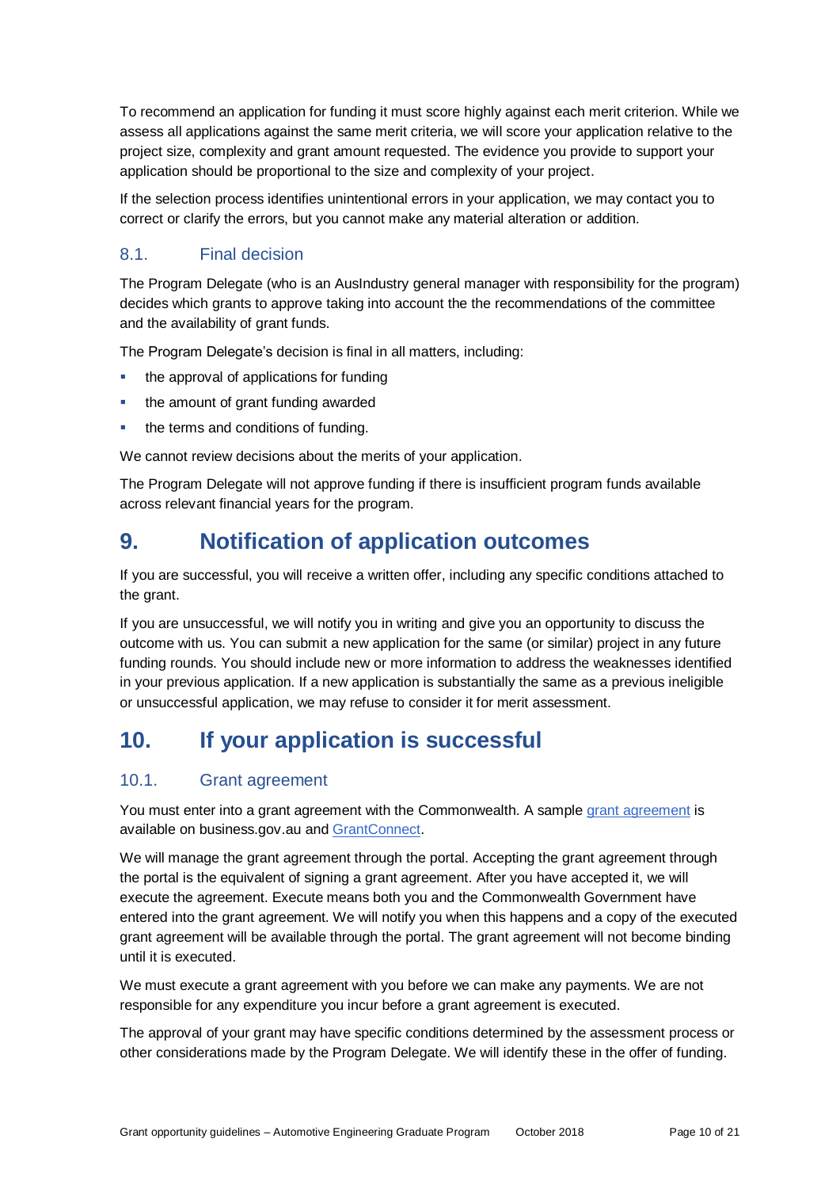To recommend an application for funding it must score highly against each merit criterion. While we assess all applications against the same merit criteria, we will score your application relative to the project size, complexity and grant amount requested. The evidence you provide to support your application should be proportional to the size and complexity of your project.

If the selection process identifies unintentional errors in your application, we may contact you to correct or clarify the errors, but you cannot make any material alteration or addition.

### 8.1. Final decision

The Program Delegate (who is an AusIndustry general manager with responsibility for the program) decides which grants to approve taking into account the the recommendations of the committee and the availability of grant funds.

The Program Delegate's decision is final in all matters, including:

- the approval of applications for funding
- the amount of grant funding awarded
- the terms and conditions of funding.

We cannot review decisions about the merits of your application.

The Program Delegate will not approve funding if there is insufficient program funds available across relevant financial years for the program.

## 9. Notification of application outcomes

If you are successful, you will receive a written offer, including any specific conditions attached to the grant.

If you are unsuccessful, we will notify you in writing and give you an opportunity to discuss the outcome with us. You can submit a new application for the same (or similar) project in any future funding rounds. You should include new or more information to address the weaknesses identified in your previous application. If a new application is substantially the same as a previous ineligible or unsuccessful application, we may refuse to consider it for merit assessment.

## 10. If your application is successful

### 10.1. Grant agreement

You must enter into a grant agreement with the Commonwealth. A sample grant agreement is available on business.gov.au and GrantConnect.

We will manage the grant agreement through the portal. Accepting the grant agreement through the portal is the equivalent of signing a grant agreement. After you have accepted it, we will execute the agreement. Execute means both you and the Commonwealth Government have entered into the grant agreement. We will notify you when this happens and a copy of the executed grant agreement will be available through the portal. The grant agreement will not become binding until it is executed.

We must execute a grant agreement with you before we can make any payments. We are not responsible for any expenditure you incur before a grant agreement is executed.

The approval of your grant may have specific conditions determined by the assessment process or other considerations made by the Program Delegate. We will identify these in the offer of funding.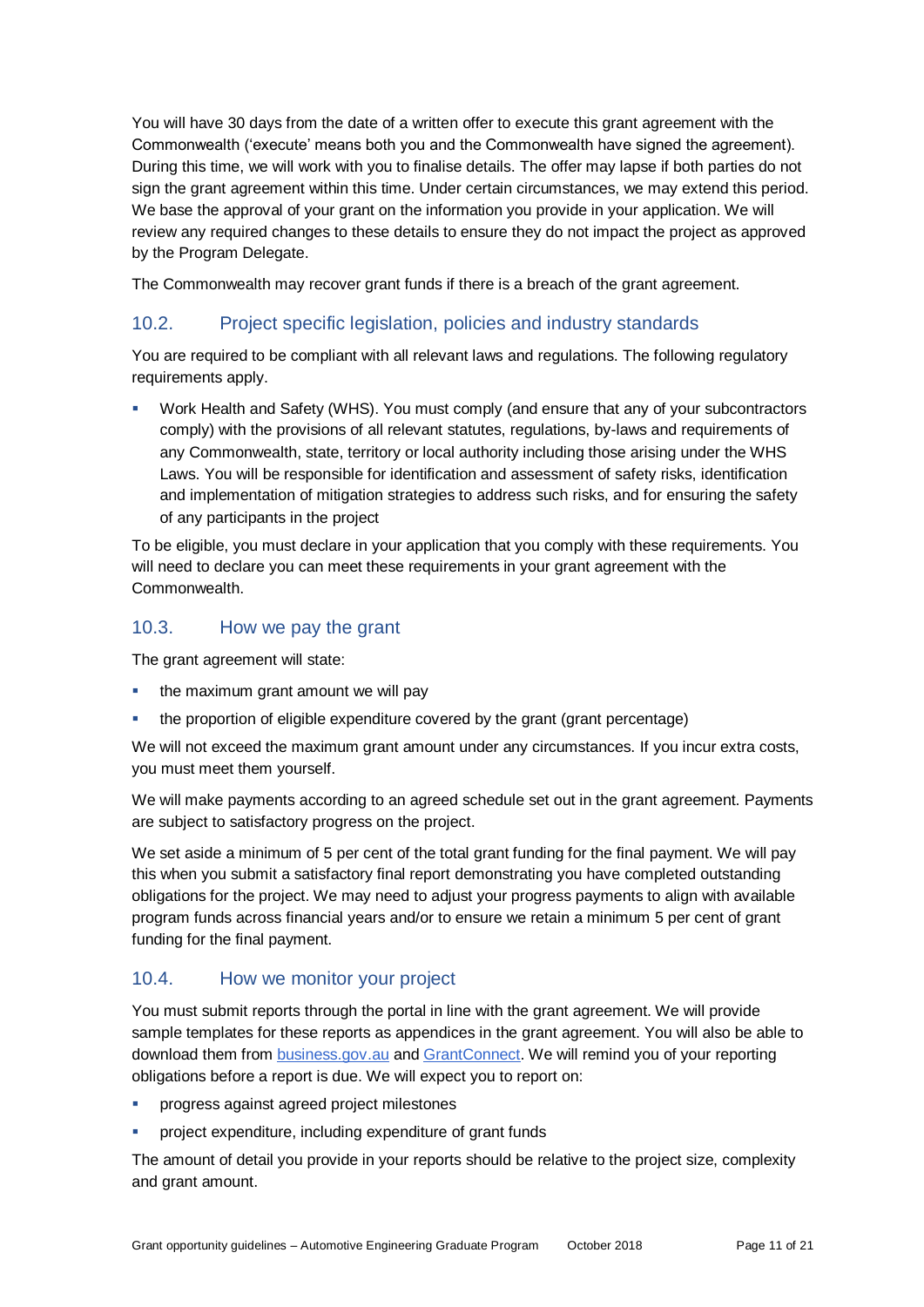You will have 30 days from the date of a written offer to execute this grant agreement with the Commonwealth ('execute' means both you and the Commonwealth have signed the agreement). During this time, we will work with you to finalise details. The offer may lapse if both parties do not sign the grant agreement within this time. Under certain circumstances, we may extend this period. We base the approval of your grant on the information you provide in your application. We will review any required changes to these details to ensure they do not impact the project as approved by the Program Delegate.

The Commonwealth may recover grant funds if there is a breach of the grant agreement.

## 10.2. Project specific legislation, policies and industry standards

You are required to be compliant with all relevant laws and regulations. The following regulatory requirements apply.

- Work Health and Safety (WHS). You must comply (and ensure that any of your subcontractors comply) with the provisions of all relevant statutes, regulations, by-laws and requirements of any Commonwealth, state, territory or local authority including those arising under the WHS Laws. You will be responsible for identification and assessment of safety risks, identification and implementation of mitigation strategies to address such risks, and for ensuring the safety of any participants in the project

To be eligible, you must declare in your application that you comply with these requirements. You will need to declare you can meet these requirements in your grant agreement with the Commonwealth.

## 10.3. How we pay the grant

The grant agreement will state:

- the maximum grant amount we will pay
- the proportion of eligible expenditure covered by the grant (grant percentage)

We will not exceed the maximum grant amount under any circumstances. If you incur extra costs, you must meet them yourself.

We will make payments according to an agreed schedule set out in the grant agreement. Payments are subject to satisfactory progress on the project.

We set aside a minimum of 5 per cent of the total grant funding for the final payment. We will pay this when you submit a satisfactory final report demonstrating you have completed outstanding obligations for the project. We may need to adjust your progress payments to align with available program funds across financial years and/or to ensure we retain a minimum 5 per cent of grant funding for the final payment.

## 10.4. How we monitor your project

You must submit reports through the portal in line with the grant agreement. We will provide sample templates for these reports as appendices in the grant agreement. You will also be able to download them from [business.gov.au]() and [GrantConnect](). We will remind you of your reporting obligations before a report is due. We will expect you to report on:

- progress against agreed project milestones
- project expenditure, including expenditure of grant funds

The amount of detail you provide in your reports should be relative to the project size, complexity and grant amount.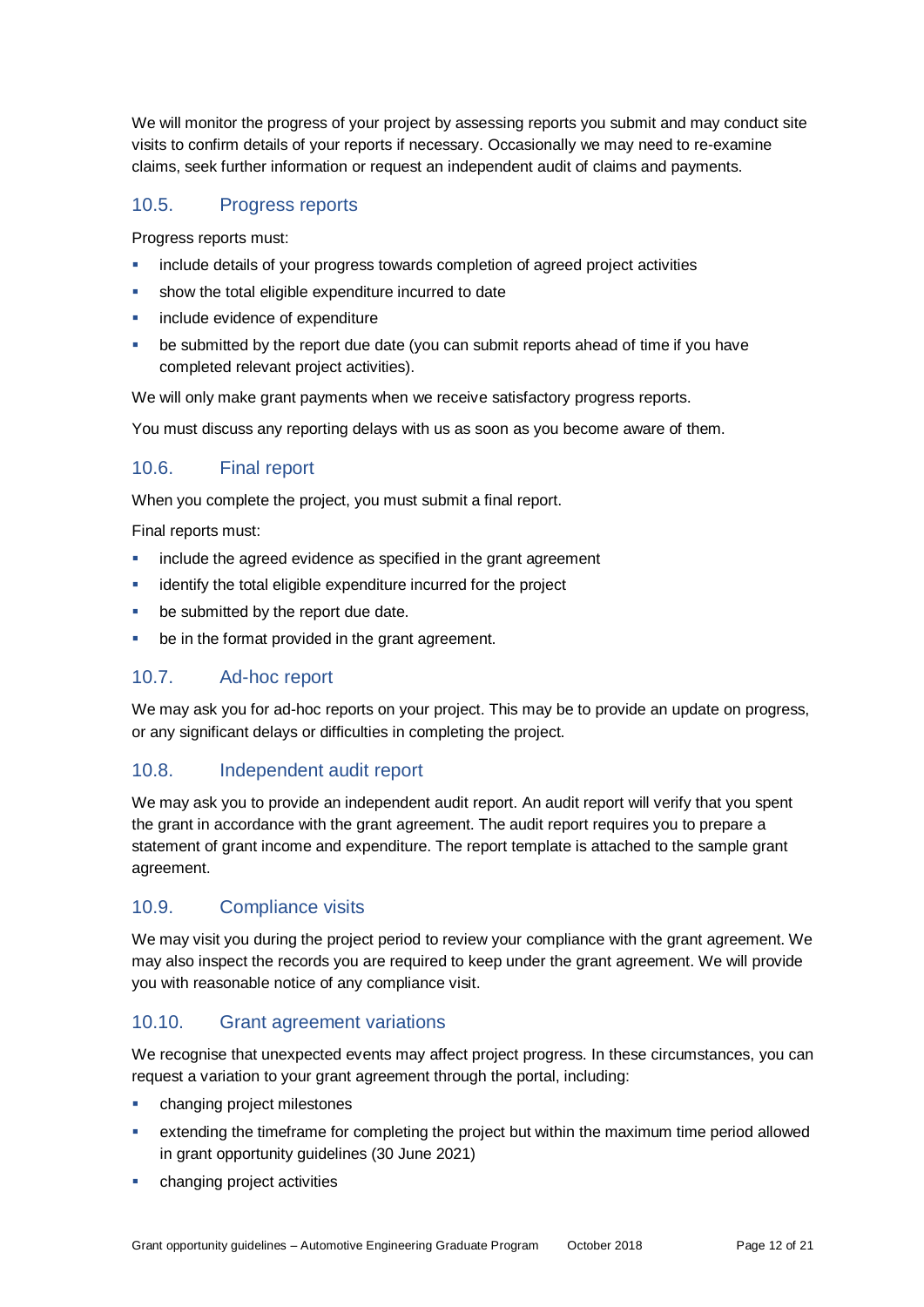We will monitor the progress of your project by assessing reports you submit and may conduct site visits to confirm details of your reports if necessary. Occasionally we may need to re-examine claims, seek further information or request an independent audit of claims and payments.

### 10.5. Progress reports

Progress reports must:

- include details of your progress towards completion of agreed project activities
- show the total eligible expenditure incurred to date
- include evidence of expenditure
- be submitted by the report due date (you can submit reports ahead of time if you have completed relevant project activities).

We will only make grant payments when we receive satisfactory progress reports.

You must discuss any reporting delays with us as soon as you become aware of them.

### 10.6. Final report

When you complete the project, you must submit a final report.

Final reports must:

- include the agreed evidence as specified in the grant agreement
- identify the total eligible expenditure incurred for the project
- be submitted by the report due date.
- be in the format provided in the grant agreement.

### 10.7. Ad-hoc report

We may ask you for ad-hoc reports on your project. This may be to provide an update on progress, or any significant delays or difficulties in completing the project.

### 10.8. Independent audit report

We may ask you to provide an independent audit report. An audit report will verify that you spent the grant in accordance with the grant agreement. The audit report requires you to prepare a statement of grant income and expenditure. The report template is attached to the sample grant agreement.

### 10.9. Compliance visits

We may visit you during the project period to review your compliance with the grant agreement. We may also inspect the records you are required to keep under the grant agreement. We will provide you with reasonable notice of any compliance visit.

### 10.10. Grant agreement variations

We recognise that unexpected events may affect project progress. In these circumstances, you can request a variation to your grant agreement through the portal, including:

- changing project milestones
- extending the timeframe for completing the project but within the maximum time period allowed in grant opportunity guidelines (30 June 2021)
- changing project activities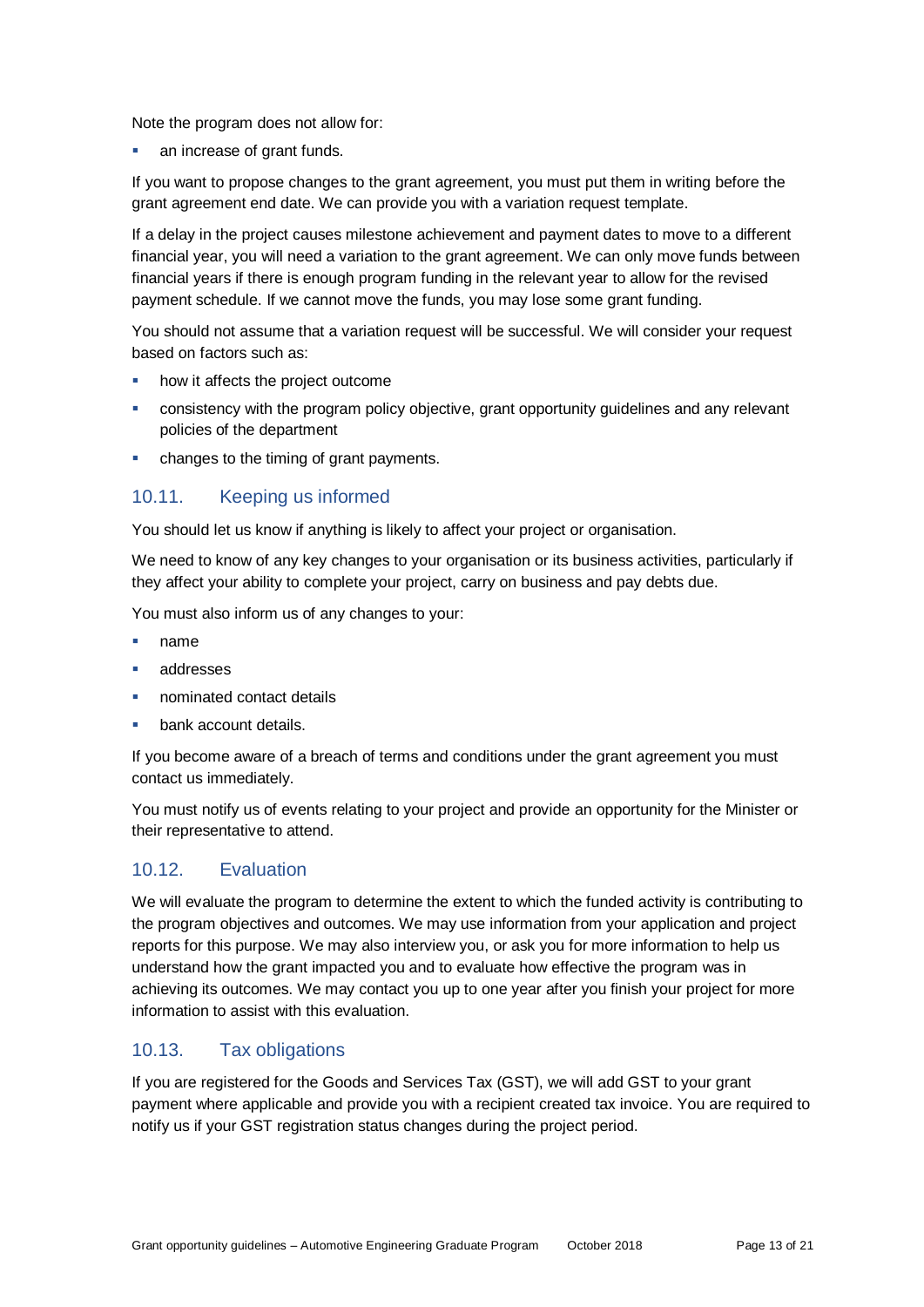Note the program does not allow for:

- an increase of grant funds.

If you want to propose changes to the grant agreement, you must put them in writing before the grant agreement end date. We can provide you with a variation request template.

If a delay in the project causes milestone achievement and payment dates to move to a different financial year, you will need a variation to the grant agreement. We can only move funds between financial years if there is enough program funding in the relevant year to allow for the revised payment schedule. If we cannot move the funds, you may lose some grant funding.

You should not assume that a variation request will be successful. We will consider your request based on factors such as:

- how it affects the project outcome
- consistency with the program policy objective, grant opportunity guidelines and any relevant policies of the department
- changes to the timing of grant payments.

### 10.11. Keeping us informed

You should let us know if anything is likely to affect your project or organisation.

We need to know of any key changes to your organisation or its business activities, particularly if they affect your ability to complete your project, carry on business and pay debts due.

You must also inform us of any changes to your:

- name
- addresses
- nominated contact details
- bank account details.

If you become aware of a breach of terms and conditions under the grant agreement you must contact us immediately.

You must notify us of events relating to your project and provide an opportunity for the Minister or their representative to attend.

### 10.12. Evaluation

We will evaluate the program to determine the extent to which the funded activity is contributing to the program objectives and outcomes. We may use information from your application and project reports for this purpose. We may also interview you, or ask you for more information to help us understand how the grant impacted you and to evaluate how effective the program was in achieving its outcomes. We may contact you up to one year after you finish your project for more information to assist with this evaluation.

### 10.13. Tax obligations

If you are registered for the Goods and Services Tax (GST), we will add GST to your grant payment where applicable and provide you with a recipient created tax invoice. You are required to notify us if your GST registration status changes during the project period.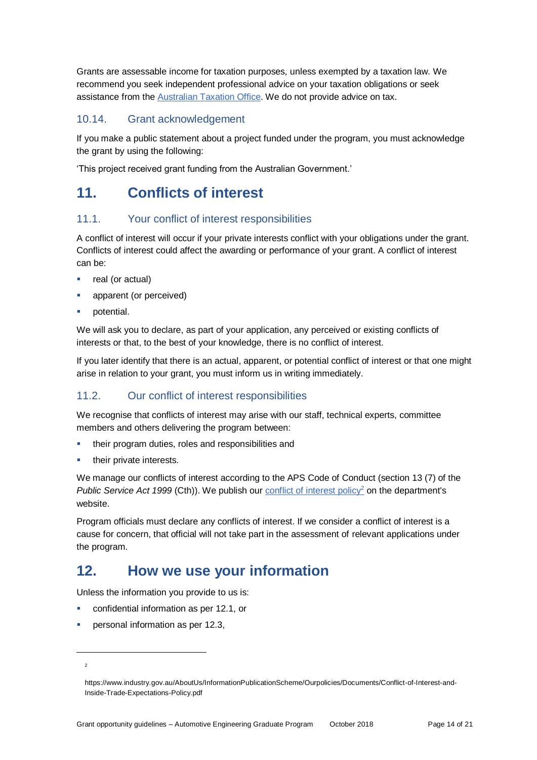Grants are assessable income for taxation purposes, unless exempted by a taxation law. We recommend you seek independent professional advice on your taxation obligations or seek assistance from the Australian Taxation Office. We do not provide advice on tax.

### 10.14. Grant acknowledgement

If you make a public statement about a project funded under the program, you must acknowledge the grant by using the following:

'This project received grant funding from the Australian Government.'

## 11. Conflicts of interest

### 11.1. Your conflict of interest responsibilities

A conflict of interest will occur if your private interests conflict with your obligations under the grant. Conflicts of interest could affect the awarding or performance of your grant. A conflict of interest can be:

- real (or actual)
- apparent (or perceived)
- potential.

We will ask you to declare, as part of your application, any perceived or existing conflicts of interests or that, to the best of your knowledge, there is no conflict of interest.

If you later identify that there is an actual, apparent, or potential conflict of interest or that one might arise in relation to your grant, you must inform us in writing immediately.

### 11.2. Our conflict of interest responsibilities

We recognise that conflicts of interest may arise with our staff, technical experts, committee members and others delivering the program between:

- their program duties, roles and responsibilities and
- their private interests.

We manage our conflicts of interest according to the APS Code of Conduct (section 13 (7) of the *Public Service Act 1999* (Cth)). We publish our conflict of interest policy[2] on the department's website.

Program officials must declare any conflicts of interest. If we consider a conflict of interest is a cause for concern, that official will not take part in the assessment of relevant applications under the program.

## 12. How we use your information

Unless the information you provide to us is:

- confidential information as per 12.1, or
- personal information as per 12.3,

---

[2] https://www.industry.gov.au/AboutUs/InformationPublicationScheme/Ourpolicies/Documents/Conflict-of-Interest-and-Inside-Trade-Expectations-Policy.pdf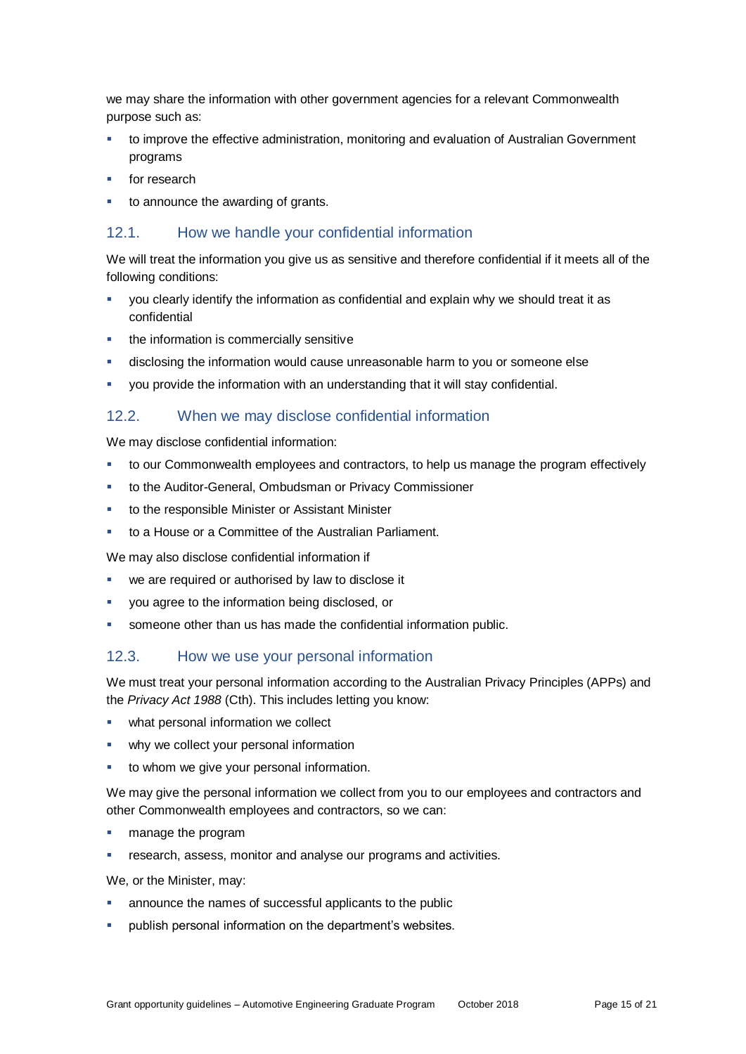we may share the information with other government agencies for a relevant Commonwealth purpose such as:

- to improve the effective administration, monitoring and evaluation of Australian Government programs
- for research
- to announce the awarding of grants.

### 12.1. How we handle your confidential information

We will treat the information you give us as sensitive and therefore confidential if it meets all of the following conditions:

- you clearly identify the information as confidential and explain why we should treat it as confidential
- the information is commercially sensitive
- disclosing the information would cause unreasonable harm to you or someone else
- you provide the information with an understanding that it will stay confidential.

### 12.2. When we may disclose confidential information

We may disclose confidential information:

- to our Commonwealth employees and contractors, to help us manage the program effectively
- to the Auditor-General, Ombudsman or Privacy Commissioner
- to the responsible Minister or Assistant Minister
- to a House or a Committee of the Australian Parliament.

We may also disclose confidential information if

- we are required or authorised by law to disclose it
- you agree to the information being disclosed, or
- someone other than us has made the confidential information public.

### 12.3. How we use your personal information

We must treat your personal information according to the Australian Privacy Principles (APPs) and the *Privacy Act 1988* (Cth). This includes letting you know:

- what personal information we collect
- why we collect your personal information
- to whom we give your personal information.

We may give the personal information we collect from you to our employees and contractors and other Commonwealth employees and contractors, so we can:

- manage the program
- research, assess, monitor and analyse our programs and activities.

We, or the Minister, may:

- announce the names of successful applicants to the public
- publish personal information on the department's websites.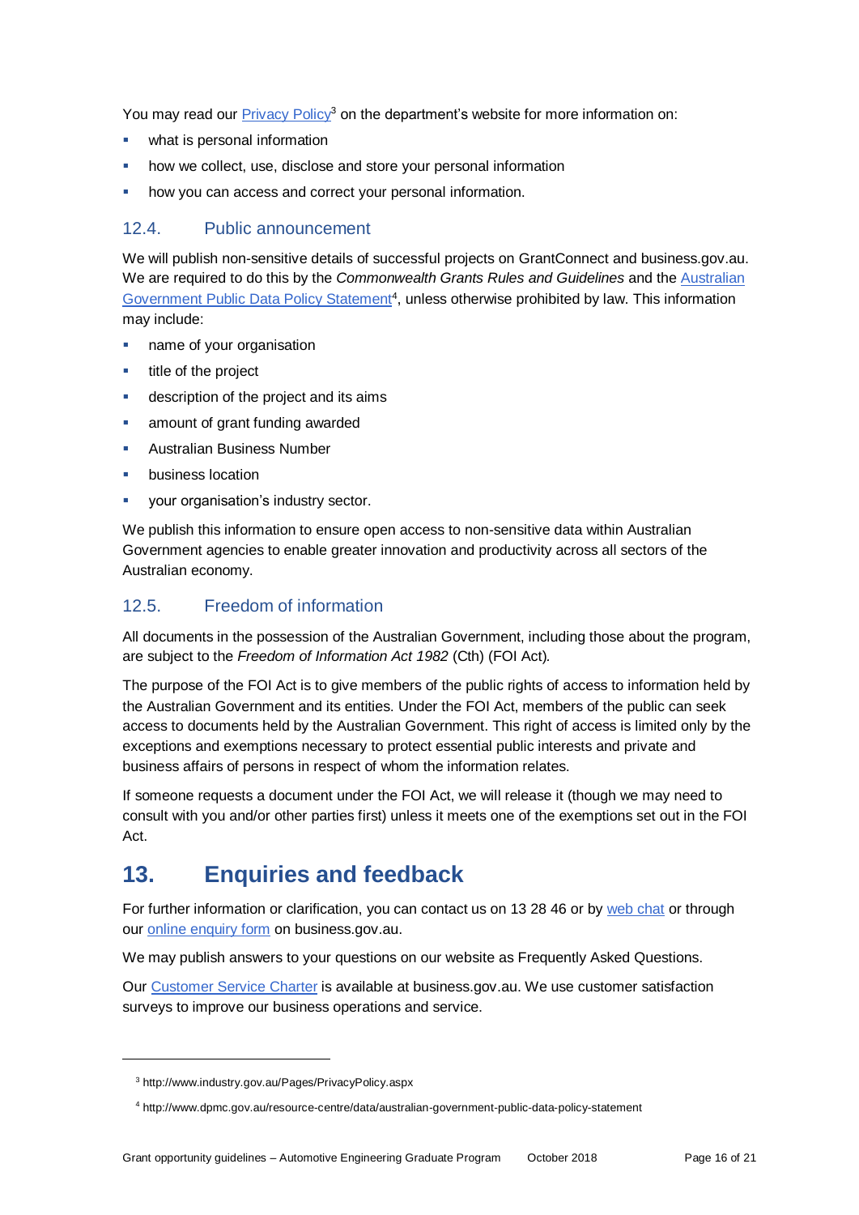You may read our Privacy Policy[3] on the department's website for more information on:

- what is personal information
- how we collect, use, disclose and store your personal information
- how you can access and correct your personal information.

### 12.4. Public announcement

We will publish non-sensitive details of successful projects on GrantConnect and business.gov.au. We are required to do this by the *Commonwealth Grants Rules and Guidelines* and the Australian Government Public Data Policy Statement[4], unless otherwise prohibited by law. This information may include:

- name of your organisation
- title of the project
- description of the project and its aims
- amount of grant funding awarded
- Australian Business Number
- business location
- your organisation's industry sector.

We publish this information to ensure open access to non-sensitive data within Australian Government agencies to enable greater innovation and productivity across all sectors of the Australian economy.

### 12.5. Freedom of information

All documents in the possession of the Australian Government, including those about the program, are subject to the *Freedom of Information Act 1982* (Cth) (FOI Act).

The purpose of the FOI Act is to give members of the public rights of access to information held by the Australian Government and its entities. Under the FOI Act, members of the public can seek access to documents held by the Australian Government. This right of access is limited only by the exceptions and exemptions necessary to protect essential public interests and private and business affairs of persons in respect of whom the information relates.

If someone requests a document under the FOI Act, we will release it (though we may need to consult with you and/or other parties first) unless it meets one of the exemptions set out in the FOI Act.

## 13. Enquiries and feedback

For further information or clarification, you can contact us on 13 28 46 or by web chat or through our online enquiry form on business.gov.au.

We may publish answers to your questions on our website as Frequently Asked Questions.

Our Customer Service Charter is available at business.gov.au. We use customer satisfaction surveys to improve our business operations and service.

---

[3] http://www.industry.gov.au/Pages/PrivacyPolicy.aspx

[4] http://www.dpmc.gov.au/resource-centre/data/australian-government-public-data-policy-statement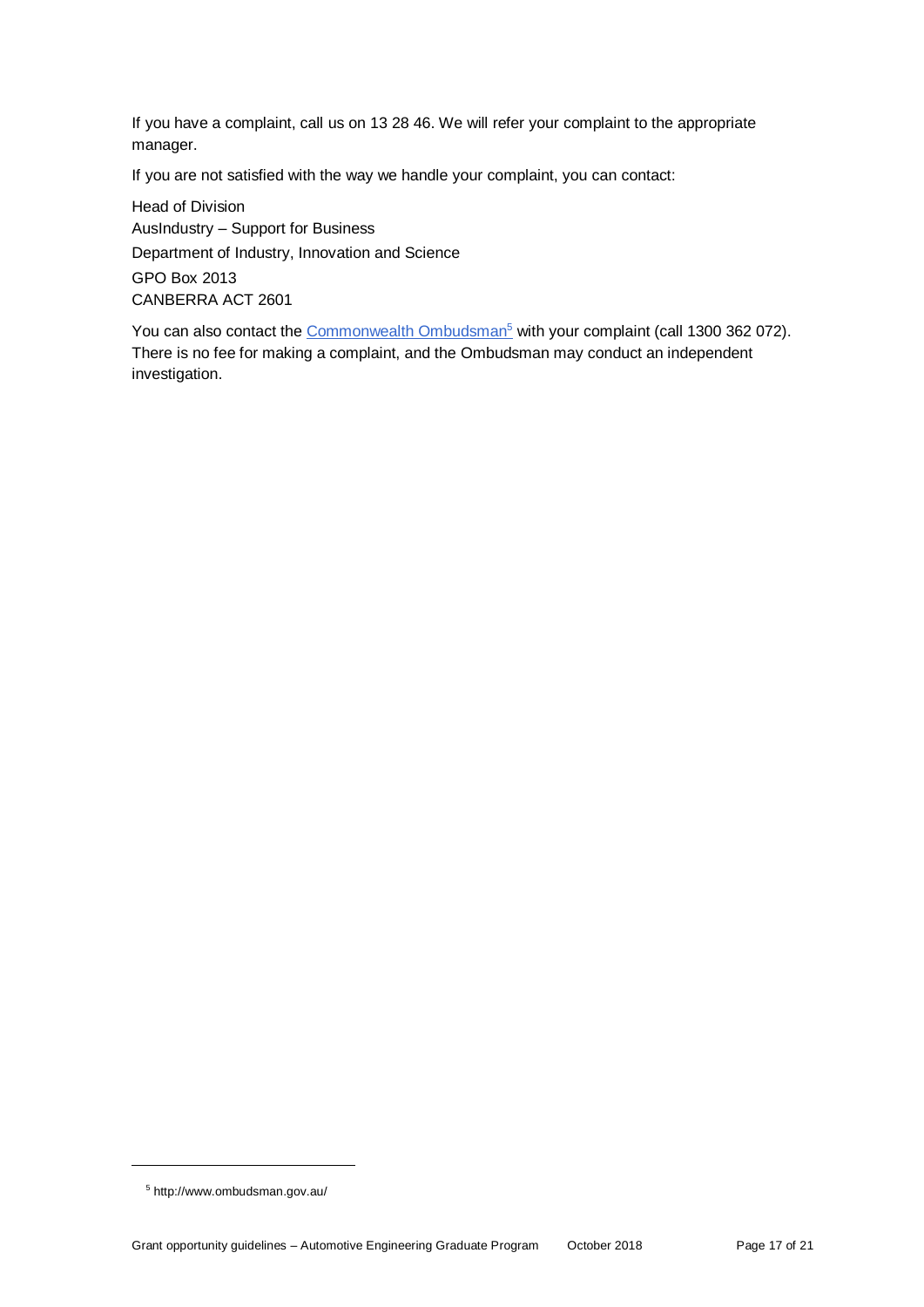If you have a complaint, call us on 13 28 46. We will refer your complaint to the appropriate manager.

If you are not satisfied with the way we handle your complaint, you can contact:

Head of Division
AusIndustry – Support for Business
Department of Industry, Innovation and Science
GPO Box 2013
CANBERRA ACT 2601

You can also contact the Commonwealth Ombudsman[5] with your complaint (call 1300 362 072). There is no fee for making a complaint, and the Ombudsman may conduct an independent investigation.

[5] http://www.ombudsman.gov.au/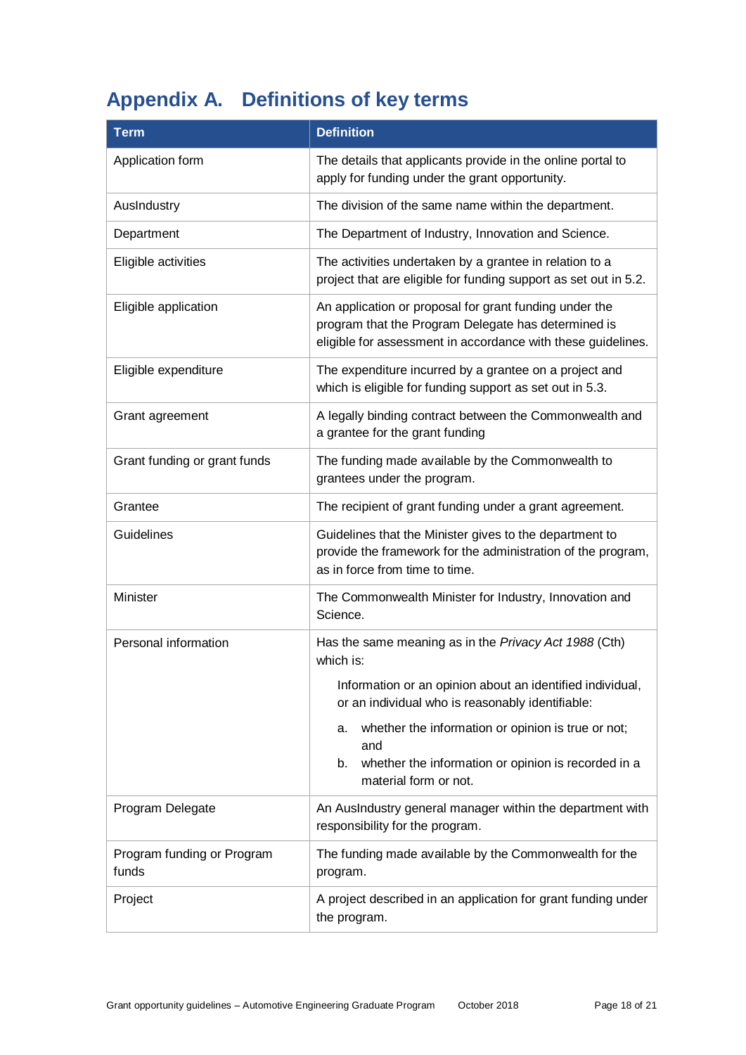# Appendix A. Definitions of key terms

| Term | Definition |
|---|---|
| Application form | The details that applicants provide in the online portal to apply for funding under the grant opportunity. |
| AusIndustry | The division of the same name within the department. |
| Department | The Department of Industry, Innovation and Science. |
| Eligible activities | The activities undertaken by a grantee in relation to a project that are eligible for funding support as set out in 5.2. |
| Eligible application | An application or proposal for grant funding under the program that the Program Delegate has determined is eligible for assessment in accordance with these guidelines. |
| Eligible expenditure | The expenditure incurred by a grantee on a project and which is eligible for funding support as set out in 5.3. |
| Grant agreement | A legally binding contract between the Commonwealth and a grantee for the grant funding |
| Grant funding or grant funds | The funding made available by the Commonwealth to grantees under the program. |
| Grantee | The recipient of grant funding under a grant agreement. |
| Guidelines | Guidelines that the Minister gives to the department to provide the framework for the administration of the program, as in force from time to time. |
| Minister | The Commonwealth Minister for Industry, Innovation and Science. |
| Personal information | Has the same meaning as in the *Privacy Act 1988* (Cth) which is:<br><br>Information or an opinion about an identified individual, or an individual who is reasonably identifiable:<br><br>a. whether the information or opinion is true or not; and<br>b. whether the information or opinion is recorded in a material form or not. |
| Program Delegate | An AusIndustry general manager within the department with responsibility for the program. |
| Program funding or Program funds | The funding made available by the Commonwealth for the program. |
| Project | A project described in an application for grant funding under the program. |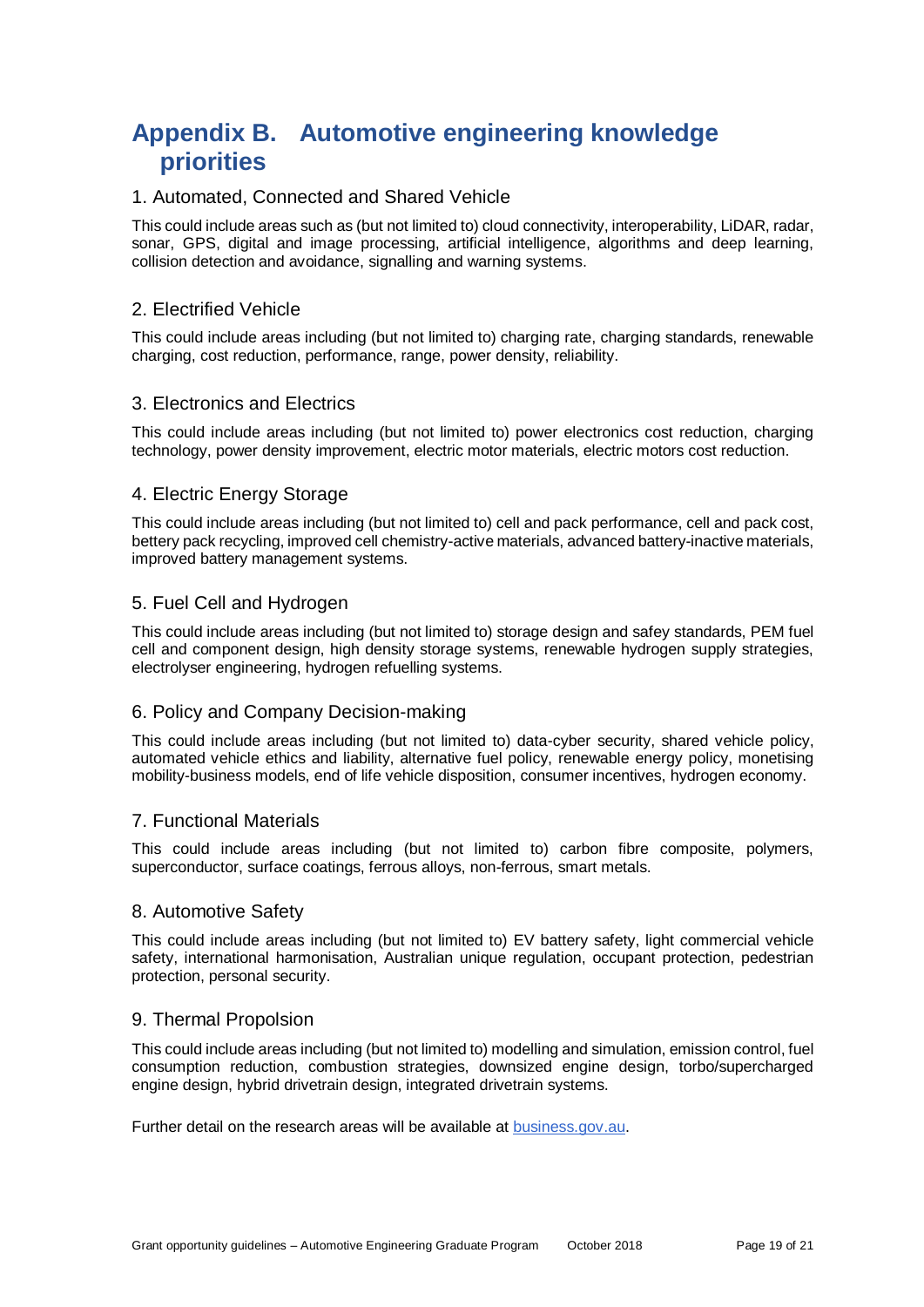# Appendix B. Automotive engineering knowledge priorities

## 1. Automated, Connected and Shared Vehicle

This could include areas such as (but not limited to) cloud connectivity, interoperability, LiDAR, radar, sonar, GPS, digital and image processing, artificial intelligence, algorithms and deep learning, collision detection and avoidance, signalling and warning systems.

## 2. Electrified Vehicle

This could include areas including (but not limited to) charging rate, charging standards, renewable charging, cost reduction, performance, range, power density, reliability.

## 3. Electronics and Electrics

This could include areas including (but not limited to) power electronics cost reduction, charging technology, power density improvement, electric motor materials, electric motors cost reduction.

## 4. Electric Energy Storage

This could include areas including (but not limited to) cell and pack performance, cell and pack cost, bettery pack recycling, improved cell chemistry-active materials, advanced battery-inactive materials, improved battery management systems.

## 5. Fuel Cell and Hydrogen

This could include areas including (but not limited to) storage design and safey standards, PEM fuel cell and component design, high density storage systems, renewable hydrogen supply strategies, electrolyser engineering, hydrogen refuelling systems.

## 6. Policy and Company Decision-making

This could include areas including (but not limited to) data-cyber security, shared vehicle policy, automated vehicle ethics and liability, alternative fuel policy, renewable energy policy, monetising mobility-business models, end of life vehicle disposition, consumer incentives, hydrogen economy.

## 7. Functional Materials

This could include areas including (but not limited to) carbon fibre composite, polymers, superconductor, surface coatings, ferrous alloys, non-ferrous, smart metals.

## 8. Automotive Safety

This could include areas including (but not limited to) EV battery safety, light commercial vehicle safety, international harmonisation, Australian unique regulation, occupant protection, pedestrian protection, personal security.

## 9. Thermal Propolsion

This could include areas including (but not limited to) modelling and simulation, emission control, fuel consumption reduction, combustion strategies, downsized engine design, torbo/supercharged engine design, hybrid drivetrain design, integrated drivetrain systems.

Further detail on the research areas will be available at [business.gov.au](business.gov.au).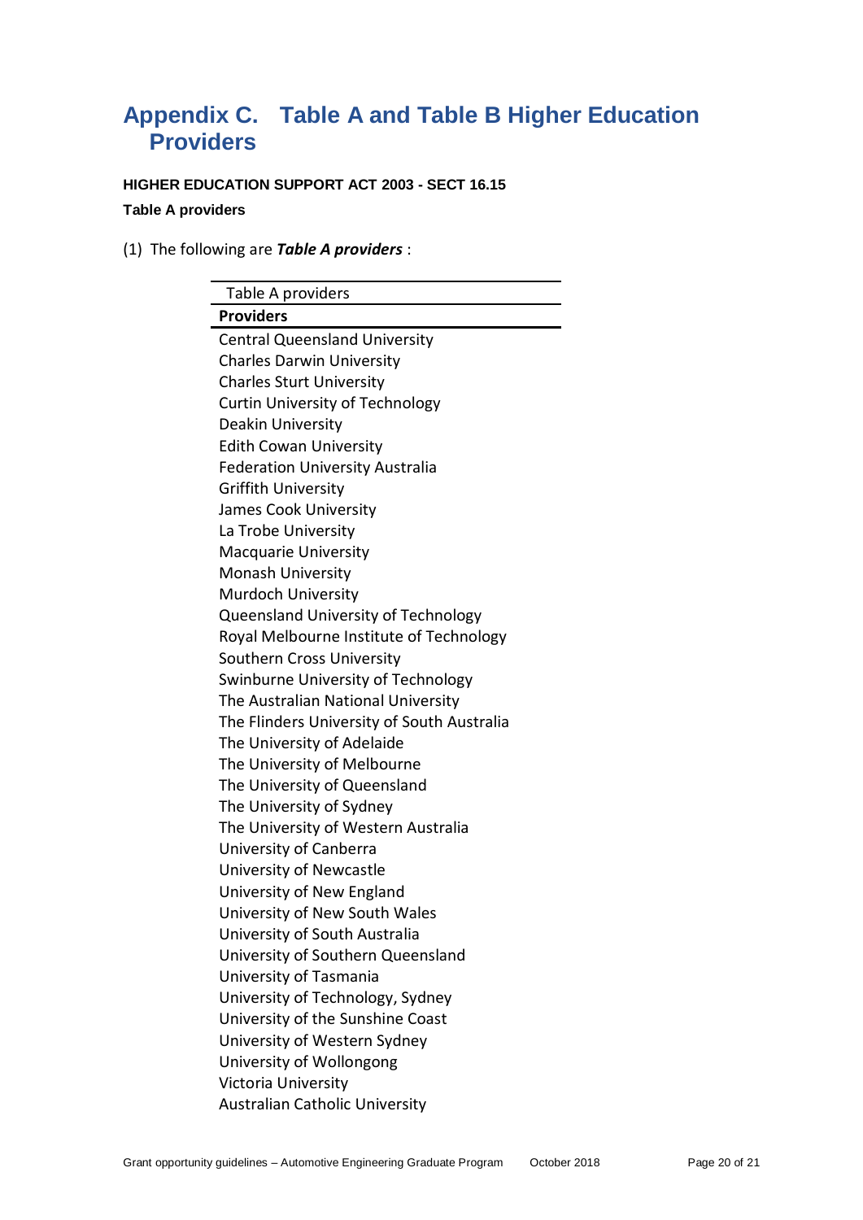# Appendix C. Table A and Table B Higher Education Providers

**HIGHER EDUCATION SUPPORT ACT 2003 - SECT 16.15**

**Table A providers**

(1) The following are ***Table A providers*** :

| Table A providers |
| --- |
| **Providers** |
| Central Queensland University |
| Charles Darwin University |
| Charles Sturt University |
| Curtin University of Technology |
| Deakin University |
| Edith Cowan University |
| Federation University Australia |
| Griffith University |
| James Cook University |
| La Trobe University |
| Macquarie University |
| Monash University |
| Murdoch University |
| Queensland University of Technology |
| Royal Melbourne Institute of Technology |
| Southern Cross University |
| Swinburne University of Technology |
| The Australian National University |
| The Flinders University of South Australia |
| The University of Adelaide |
| The University of Melbourne |
| The University of Queensland |
| The University of Sydney |
| The University of Western Australia |
| University of Canberra |
| University of Newcastle |
| University of New England |
| University of New South Wales |
| University of South Australia |
| University of Southern Queensland |
| University of Tasmania |
| University of Technology, Sydney |
| University of the Sunshine Coast |
| University of Western Sydney |
| University of Wollongong |
| Victoria University |
| Australian Catholic University |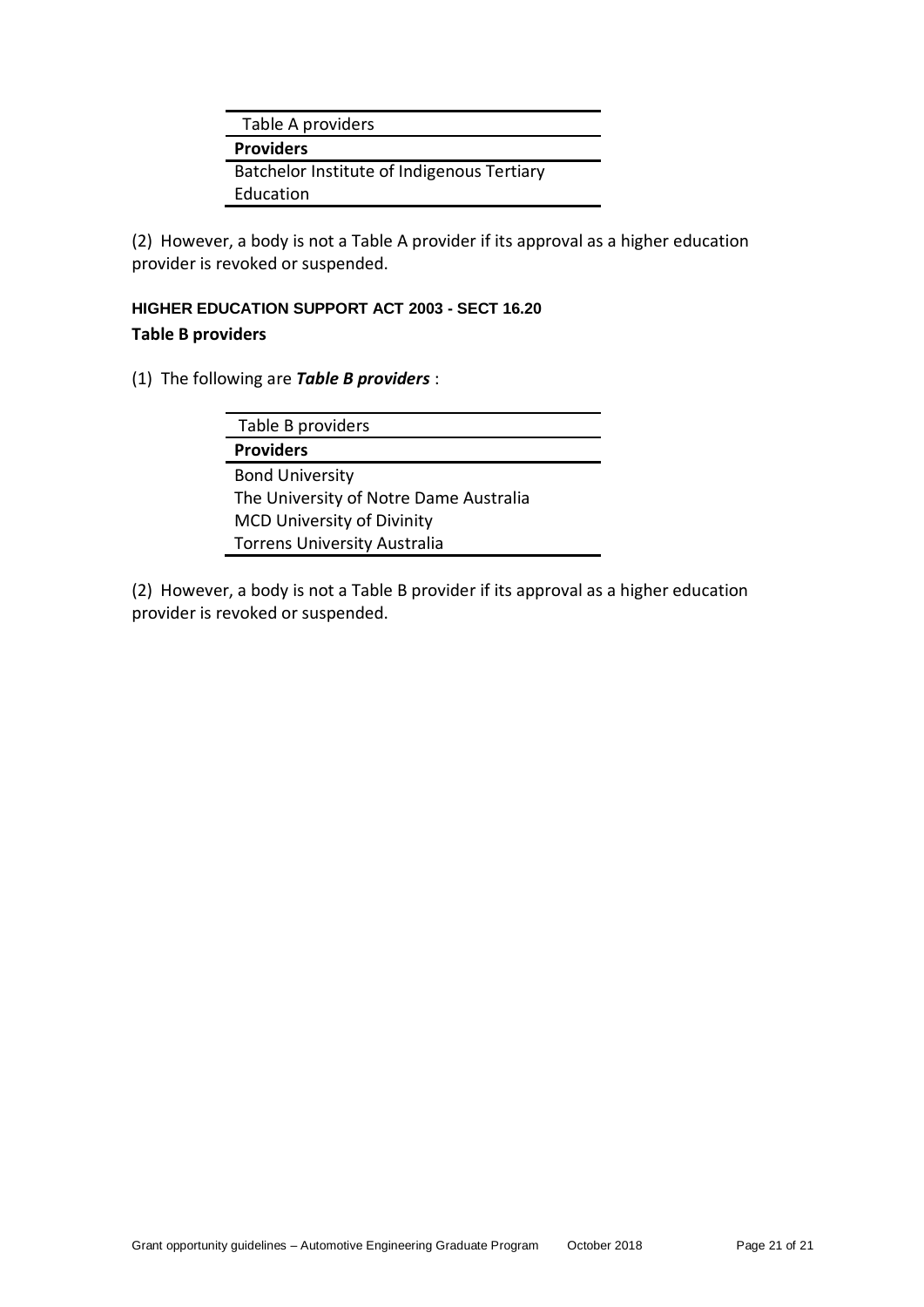| Table A providers |
| --- |
| **Providers** |
| Batchelor Institute of Indigenous Tertiary Education |

(2) However, a body is not a Table A provider if its approval as a higher education provider is revoked or suspended.

### HIGHER EDUCATION SUPPORT ACT 2003 - SECT 16.20

**Table B providers**

(1) The following are ***Table B providers*** :

| Table B providers |
| --- |
| **Providers** |
| Bond University |
| The University of Notre Dame Australia |
| MCD University of Divinity |
| Torrens University Australia |

(2) However, a body is not a Table B provider if its approval as a higher education provider is revoked or suspended.